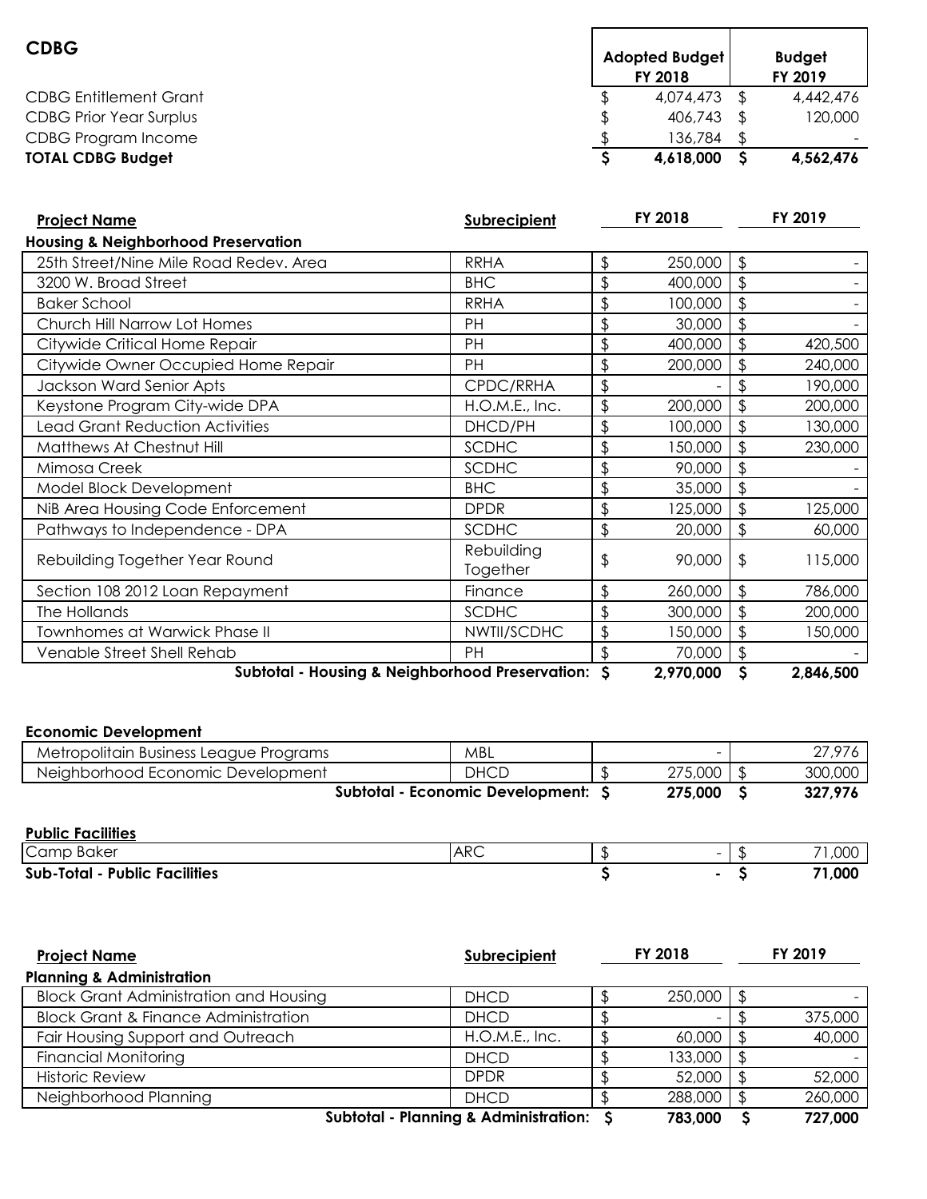## CDBG

| | Adopted Budget FY 2018 | Budget FY 2019 |
|---|---|---|
| CDBG Entitlement Grant | $ 4,074,473 | $ 4,442,476 |
| CDBG Prior Year Surplus | $ 406,743 | $ 120,000 |
| CDBG Program Income | $ 136,784 | $ - |
| **TOTAL CDBG Budget** | **$ 4,618,000** | **$ 4,562,476** |

| Project Name | Subrecipient | FY 2018 | FY 2019 |
|---|---|---|---|
| **Housing & Neighborhood Preservation** | | | |
| 25th Street/Nine Mile Road Redev. Area | RRHA | $ 250,000 | $ - |
| 3200 W. Broad Street | BHC | $ 400,000 | $ - |
| Baker School | RRHA | $ 100,000 | $ - |
| Church Hill Narrow Lot Homes | PH | $ 30,000 | $ - |
| Citywide Critical Home Repair | PH | $ 400,000 | $ 420,500 |
| Citywide Owner Occupied Home Repair | PH | $ 200,000 | $ 240,000 |
| Jackson Ward Senior Apts | CPDC/RRHA | $ - | $ 190,000 |
| Keystone Program City-wide DPA | H.O.M.E., Inc. | $ 200,000 | $ 200,000 |
| Lead Grant Reduction Activities | DHCD/PH | $ 100,000 | $ 130,000 |
| Matthews At Chestnut Hill | SCDHC | $ 150,000 | $ 230,000 |
| Mimosa Creek | SCDHC | $ 90,000 | $ - |
| Model Block Development | BHC | $ 35,000 | $ - |
| NiB Area Housing Code Enforcement | DPDR | $ 125,000 | $ 125,000 |
| Pathways to Independence - DPA | SCDHC | $ 20,000 | $ 60,000 |
| Rebuilding Together Year Round | Rebuilding Together | $ 90,000 | $ 115,000 |
| Section 108 2012 Loan Repayment | Finance | $ 260,000 | $ 786,000 |
| The Hollands | SCDHC | $ 300,000 | $ 200,000 |
| Townhomes at Warwick Phase II | NWTII/SCDHC | $ 150,000 | $ 150,000 |
| Venable Street Shell Rehab | PH | $ 70,000 | $ - |
| **Subtotal - Housing & Neighborhood Preservation:** | | **$ 2,970,000** | **$ 2,846,500** |

| Project Name | Subrecipient | FY 2018 | FY 2019 |
|---|---|---|---|
| **Economic Development** | | | |
| Metropolitain Business League Programs | MBL | - | 27,976 |
| Neighborhood Economic Development | DHCD | $ 275,000 | $ 300,000 |
| **Subtotal - Economic Development:** | | **$ 275,000** | **$ 327,976** |
| **Public Facilities** | | | |
| Camp Baker | ARC | $ - | $ 71,000 |
| **Sub-Total - Public Facilities** | | **$ -** | **$ 71,000** |

| Project Name | Subrecipient | FY 2018 | FY 2019 |
|---|---|---|---|
| **Planning & Administration** | | | |
| Block Grant Administration and Housing | DHCD | $ 250,000 | $ - |
| Block Grant & Finance Administration | DHCD | $ - | $ 375,000 |
| Fair Housing Support and Outreach | H.O.M.E., Inc. | $ 60,000 | $ 40,000 |
| Financial Monitoring | DHCD | $ 133,000 | $ - |
| Historic Review | DPDR | $ 52,000 | $ 52,000 |
| Neighborhood Planning | DHCD | $ 288,000 | $ 260,000 |
| **Subtotal - Planning & Administration:** | | **$ 783,000** | **$ 727,000** |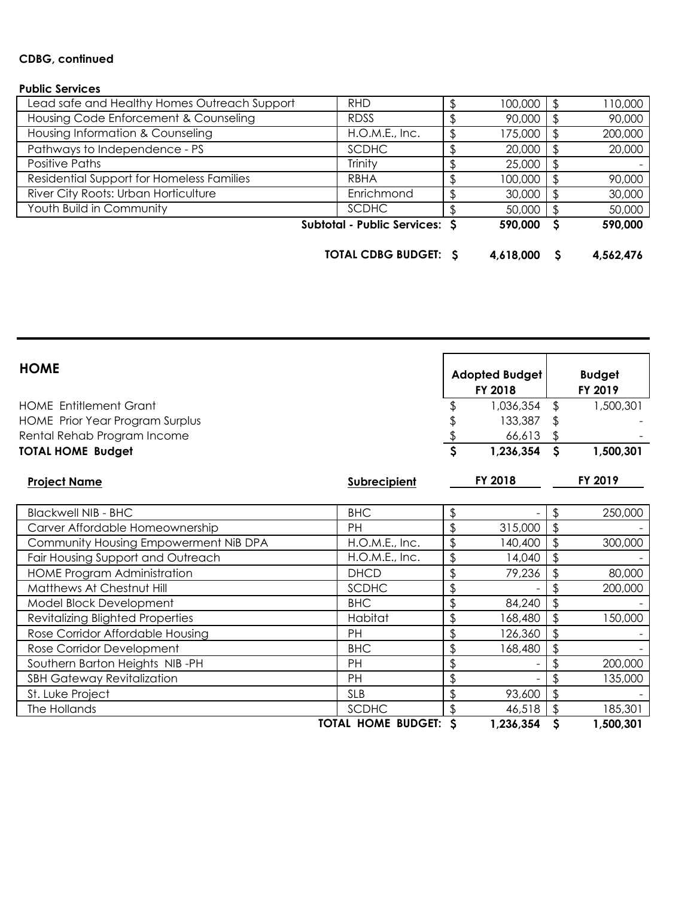**CDBG, continued**

**Public Services**

| | | | |
|---|---|---|---|
| Lead safe and Healthy Homes Outreach Support | RHD | $ 100,000 | $ 110,000 |
| Housing Code Enforcement & Counseling | RDSS | $ 90,000 | $ 90,000 |
| Housing Information & Counseling | H.O.M.E., Inc. | $ 175,000 | $ 200,000 |
| Pathways to Independence - PS | SCDHC | $ 20,000 | $ 20,000 |
| Positive Paths | Trinity | $ 25,000 | $ - |
| Residential Support for Homeless Families | RBHA | $ 100,000 | $ 90,000 |
| River City Roots: Urban Horticulture | Enrichmond | $ 30,000 | $ 30,000 |
| Youth Build in Community | SCDHC | $ 50,000 | $ 50,000 |
| | **Subtotal - Public Services:** | **$ 590,000** | **$ 590,000** |
| | **TOTAL CDBG BUDGET:** | **$ 4,618,000** | **$ 4,562,476** |

## HOME

| | Adopted Budget FY 2018 | Budget FY 2019 |
|---|---|---|
| HOME Entitlement Grant | $ 1,036,354 | $ 1,500,301 |
| HOME Prior Year Program Surplus | $ 133,387 | $ - |
| Rental Rehab Program Income | $ 66,613 | $ - |
| **TOTAL HOME Budget** | **$ 1,236,354** | **$ 1,500,301** |

| Project Name | Subrecipient | FY 2018 | FY 2019 |
|---|---|---|---|
| Blackwell NIB - BHC | BHC | $ - | $ 250,000 |
| Carver Affordable Homeownership | PH | $ 315,000 | $ - |
| Community Housing Empowerment NiB DPA | H.O.M.E., Inc. | $ 140,400 | $ 300,000 |
| Fair Housing Support and Outreach | H.O.M.E., Inc. | $ 14,040 | $ - |
| HOME Program Administration | DHCD | $ 79,236 | $ 80,000 |
| Matthews At Chestnut Hill | SCDHC | $ - | $ 200,000 |
| Model Block Development | BHC | $ 84,240 | $ - |
| Revitalizing Blighted Properties | Habitat | $ 168,480 | $ 150,000 |
| Rose Corridor Affordable Housing | PH | $ 126,360 | $ - |
| Rose Corridor Development | BHC | $ 168,480 | $ - |
| Southern Barton Heights NIB -PH | PH | $ - | $ 200,000 |
| SBH Gateway Revitalization | PH | $ - | $ 135,000 |
| St. Luke Project | SLB | $ 93,600 | $ - |
| The Hollands | SCDHC | $ 46,518 | $ 185,301 |
| | **TOTAL HOME BUDGET:** | **$ 1,236,354** | **$ 1,500,301** |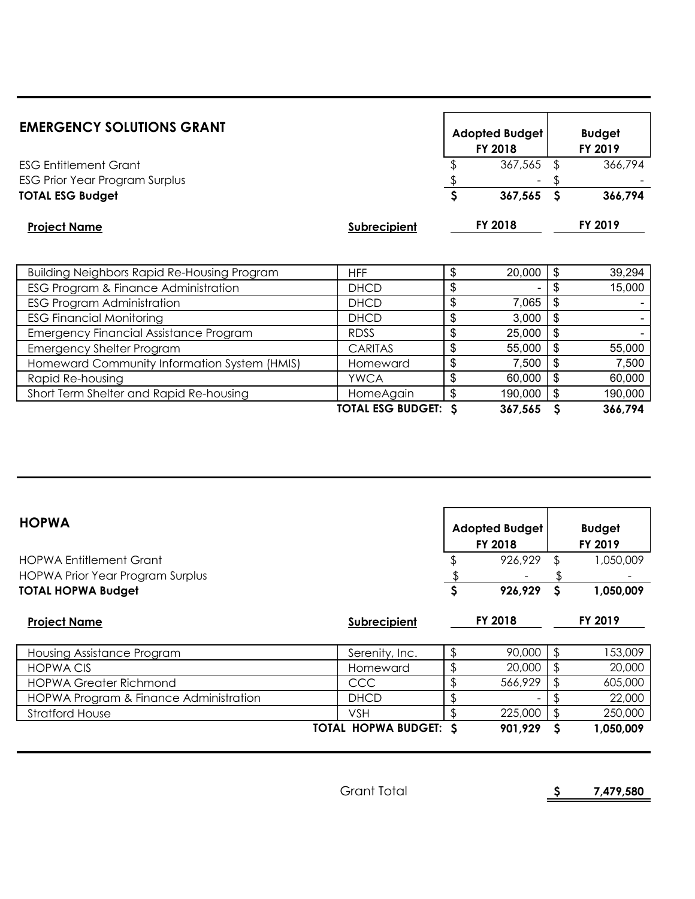## EMERGENCY SOLUTIONS GRANT

| | Adopted Budget FY 2018 | Budget FY 2019 |
|---|---|---|
| ESG Entitlement Grant | $ 367,565 | $ 366,794 |
| ESG Prior Year Program Surplus | $ - | $ - |
| **TOTAL ESG Budget** | **$ 367,565** | **$ 366,794** |

| Project Name | Subrecipient | FY 2018 | FY 2019 |
|---|---|---|---|
| Building Neighbors Rapid Re-Housing Program | HFF | $ 20,000 | $ 39,294 |
| ESG Program & Finance Administration | DHCD | $ - | $ 15,000 |
| ESG Program Administration | DHCD | $ 7,065 | $ - |
| ESG Financial Monitoring | DHCD | $ 3,000 | $ - |
| Emergency Financial Assistance Program | RDSS | $ 25,000 | $ - |
| Emergency Shelter Program | CARITAS | $ 55,000 | $ 55,000 |
| Homeward Community Information System (HMIS) | Homeward | $ 7,500 | $ 7,500 |
| Rapid Re-housing | YWCA | $ 60,000 | $ 60,000 |
| Short Term Shelter and Rapid Re-housing | HomeAgain | $ 190,000 | $ 190,000 |
| | **TOTAL ESG BUDGET:** | **$ 367,565** | **$ 366,794** |

## HOPWA

| | Adopted Budget FY 2018 | Budget FY 2019 |
|---|---|---|
| HOPWA Entitlement Grant | $ 926,929 | $ 1,050,009 |
| HOPWA Prior Year Program Surplus | $ - | $ - |
| **TOTAL HOPWA Budget** | **$ 926,929** | **$ 1,050,009** |

| Project Name | Subrecipient | FY 2018 | FY 2019 |
|---|---|---|---|
| Housing Assistance Program | Serenity, Inc. | $ 90,000 | $ 153,009 |
| HOPWA CIS | Homeward | $ 20,000 | $ 20,000 |
| HOPWA Greater Richmond | CCC | $ 566,929 | $ 605,000 |
| HOPWA Program & Finance Administration | DHCD | $ - | $ 22,000 |
| Stratford House | VSH | $ 225,000 | $ 250,000 |
| | **TOTAL HOPWA BUDGET:** | **$ 901,929** | **$ 1,050,009** |

Grant Total **$ 7,479,580**